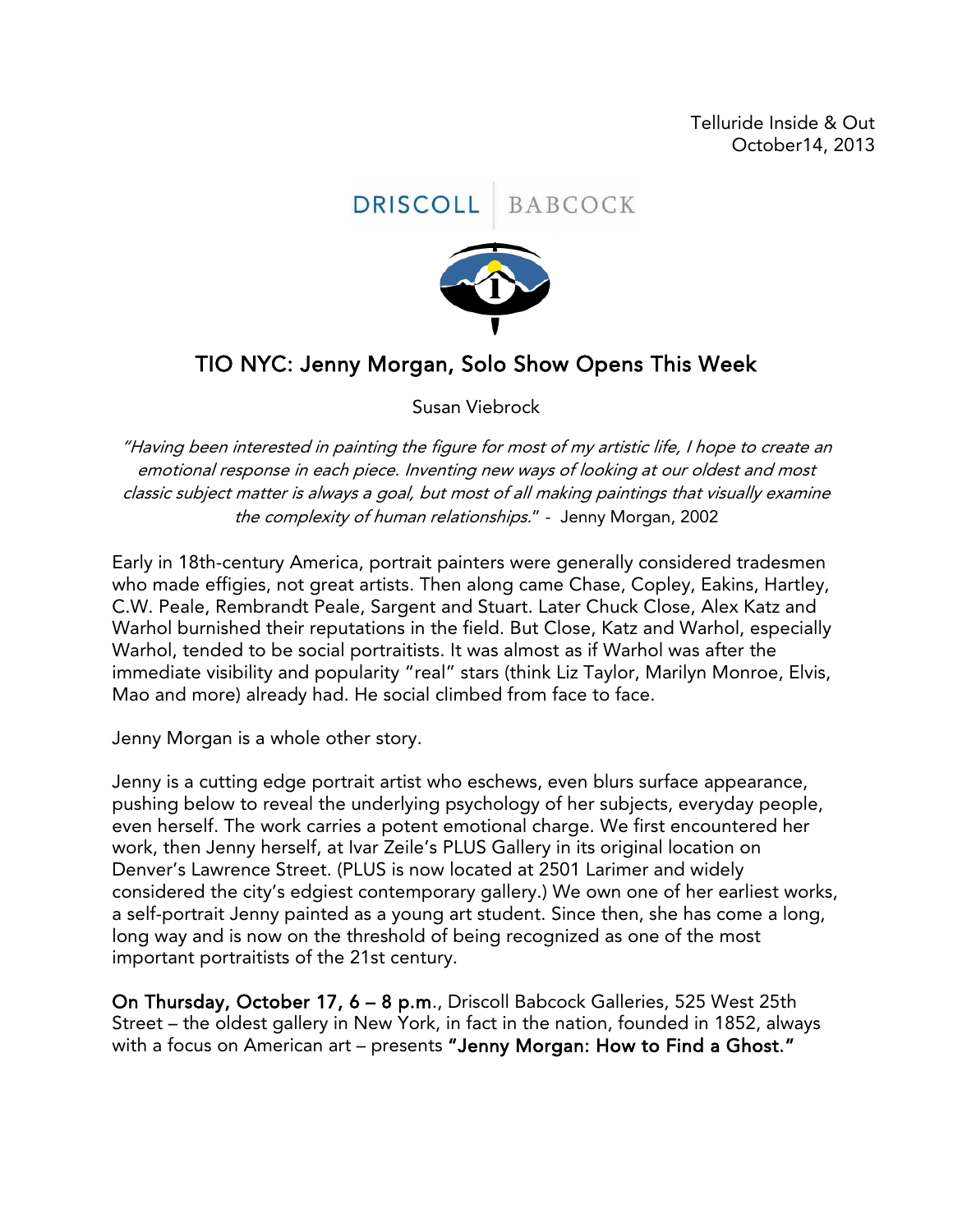Telluride Inside & Out
October14, 2013

DRISCOLL | BABCOCK

# TIO NYC: Jenny Morgan, Solo Show Opens This Week

Susan Viebrock

*"Having been interested in painting the figure for most of my artistic life, I hope to create an emotional response in each piece. Inventing new ways of looking at our oldest and most classic subject matter is always a goal, but most of all making paintings that visually examine the complexity of human relationships."* - Jenny Morgan, 2002

Early in 18th-century America, portrait painters were generally considered tradesmen who made effigies, not great artists. Then along came Chase, Copley, Eakins, Hartley, C.W. Peale, Rembrandt Peale, Sargent and Stuart. Later Chuck Close, Alex Katz and Warhol burnished their reputations in the field. But Close, Katz and Warhol, especially Warhol, tended to be social portraitists. It was almost as if Warhol was after the immediate visibility and popularity "real" stars (think Liz Taylor, Marilyn Monroe, Elvis, Mao and more) already had. He social climbed from face to face.

Jenny Morgan is a whole other story.

Jenny is a cutting edge portrait artist who eschews, even blurs surface appearance, pushing below to reveal the underlying psychology of her subjects, everyday people, even herself. The work carries a potent emotional charge. We first encountered her work, then Jenny herself, at Ivar Zeile's PLUS Gallery in its original location on Denver's Lawrence Street. (PLUS is now located at 2501 Larimer and widely considered the city's edgiest contemporary gallery.) We own one of her earliest works, a self-portrait Jenny painted as a young art student. Since then, she has come a long, long way and is now on the threshold of being recognized as one of the most important portraitists of the 21st century.

**On Thursday, October 17, 6 – 8 p.m**., Driscoll Babcock Galleries, 525 West 25th Street – the oldest gallery in New York, in fact in the nation, founded in 1852, always with a focus on American art – presents **"Jenny Morgan: How to Find a Ghost."**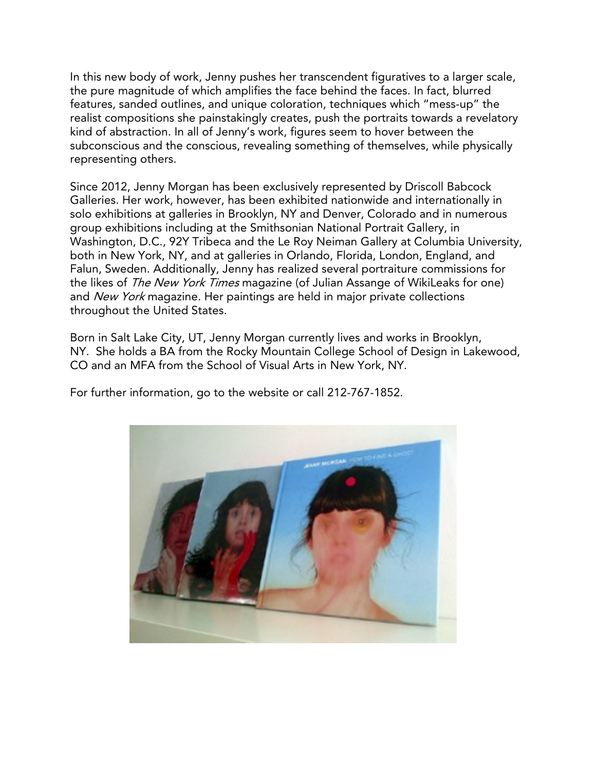In this new body of work, Jenny pushes her transcendent figuratives to a larger scale, the pure magnitude of which amplifies the face behind the faces. In fact, blurred features, sanded outlines, and unique coloration, techniques which "mess-up" the realist compositions she painstakingly creates, push the portraits towards a revelatory kind of abstraction. In all of Jenny's work, figures seem to hover between the subconscious and the conscious, revealing something of themselves, while physically representing others.

Since 2012, Jenny Morgan has been exclusively represented by Driscoll Babcock Galleries. Her work, however, has been exhibited nationwide and internationally in solo exhibitions at galleries in Brooklyn, NY and Denver, Colorado and in numerous group exhibitions including at the Smithsonian National Portrait Gallery, in Washington, D.C., 92Y Tribeca and the Le Roy Neiman Gallery at Columbia University, both in New York, NY, and at galleries in Orlando, Florida, London, England, and Falun, Sweden. Additionally, Jenny has realized several portraiture commissions for the likes of *The New York Times* magazine (of Julian Assange of WikiLeaks for one) and *New York* magazine. Her paintings are held in major private collections throughout the United States.

Born in Salt Lake City, UT, Jenny Morgan currently lives and works in Brooklyn, NY. She holds a BA from the Rocky Mountain College School of Design in Lakewood, CO and an MFA from the School of Visual Arts in New York, NY.

For further information, go to the website or call 212-767-1852.